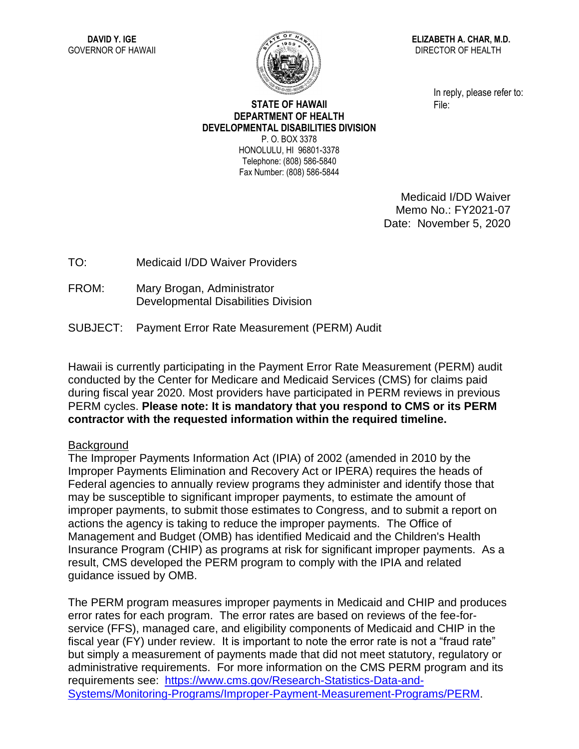**DAVID Y. IGE**
GOVERNOR OF HAWAII

**ELIZABETH A. CHAR, M.D.**
DIRECTOR OF HEALTH

In reply, please refer to:
File:

**STATE OF HAWAII**
**DEPARTMENT OF HEALTH**
**DEVELOPMENTAL DISABILITIES DIVISION**
P. O. BOX 3378
HONOLULU, HI 96801-3378
Telephone: (808) 586-5840
Fax Number: (808) 586-5844

Medicaid I/DD Waiver
Memo No.: FY2021-07
Date: November 5, 2020

TO: Medicaid I/DD Waiver Providers

FROM: Mary Brogan, Administrator
Developmental Disabilities Division

SUBJECT: Payment Error Rate Measurement (PERM) Audit

Hawaii is currently participating in the Payment Error Rate Measurement (PERM) audit conducted by the Center for Medicare and Medicaid Services (CMS) for claims paid during fiscal year 2020. Most providers have participated in PERM reviews in previous PERM cycles. **Please note: It is mandatory that you respond to CMS or its PERM contractor with the requested information within the required timeline.**

Background

The Improper Payments Information Act (IPIA) of 2002 (amended in 2010 by the Improper Payments Elimination and Recovery Act or IPERA) requires the heads of Federal agencies to annually review programs they administer and identify those that may be susceptible to significant improper payments, to estimate the amount of improper payments, to submit those estimates to Congress, and to submit a report on actions the agency is taking to reduce the improper payments. The Office of Management and Budget (OMB) has identified Medicaid and the Children's Health Insurance Program (CHIP) as programs at risk for significant improper payments. As a result, CMS developed the PERM program to comply with the IPIA and related guidance issued by OMB.

The PERM program measures improper payments in Medicaid and CHIP and produces error rates for each program. The error rates are based on reviews of the fee-for-service (FFS), managed care, and eligibility components of Medicaid and CHIP in the fiscal year (FY) under review. It is important to note the error rate is not a "fraud rate" but simply a measurement of payments made that did not meet statutory, regulatory or administrative requirements. For more information on the CMS PERM program and its requirements see: https://www.cms.gov/Research-Statistics-Data-and-Systems/Monitoring-Programs/Improper-Payment-Measurement-Programs/PERM.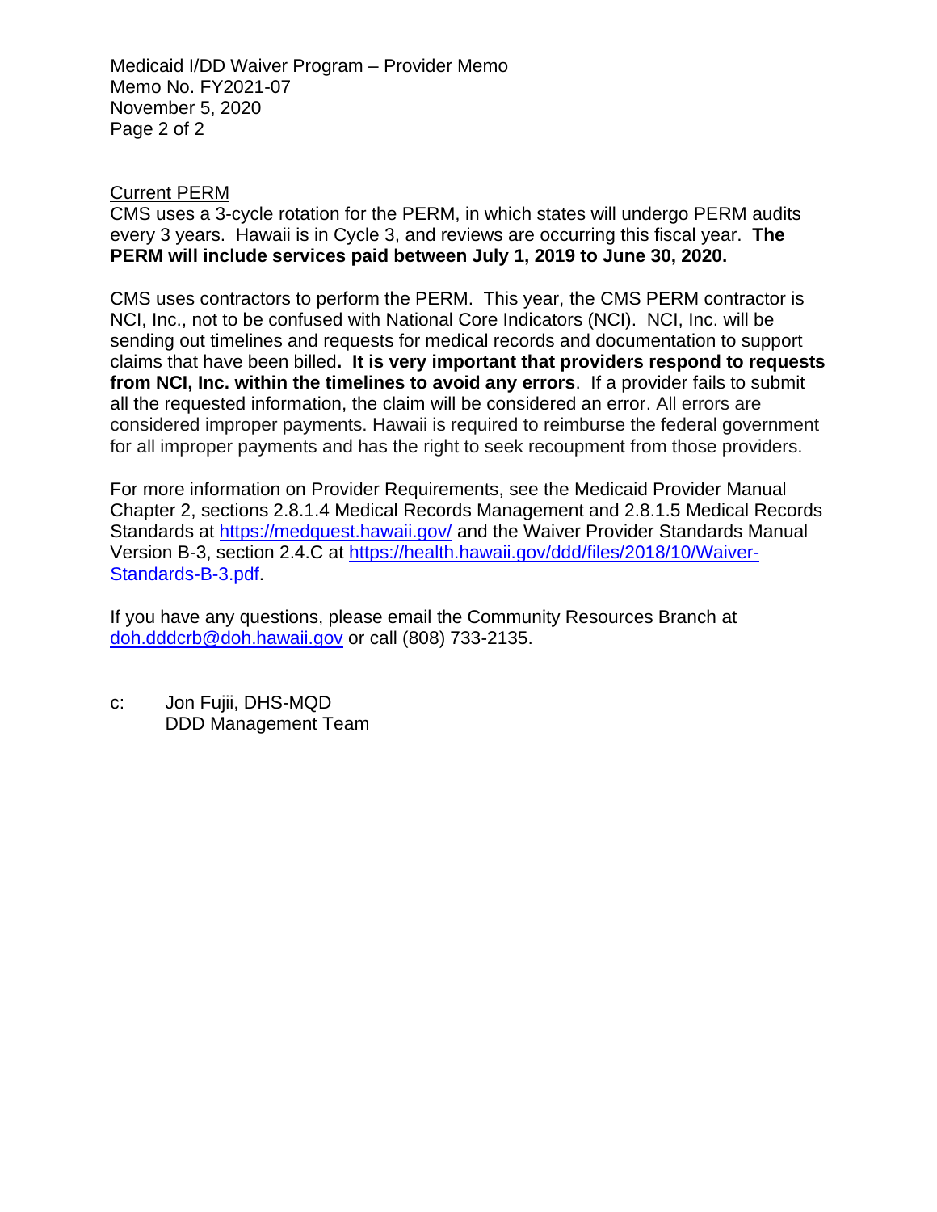Current PERM

CMS uses a 3-cycle rotation for the PERM, in which states will undergo PERM audits every 3 years. Hawaii is in Cycle 3, and reviews are occurring this fiscal year. **The PERM will include services paid between July 1, 2019 to June 30, 2020.**

CMS uses contractors to perform the PERM. This year, the CMS PERM contractor is NCI, Inc., not to be confused with National Core Indicators (NCI). NCI, Inc. will be sending out timelines and requests for medical records and documentation to support claims that have been billed**. It is very important that providers respond to requests from NCI, Inc. within the timelines to avoid any errors**. If a provider fails to submit all the requested information, the claim will be considered an error. All errors are considered improper payments. Hawaii is required to reimburse the federal government for all improper payments and has the right to seek recoupment from those providers.

For more information on Provider Requirements, see the Medicaid Provider Manual Chapter 2, sections 2.8.1.4 Medical Records Management and 2.8.1.5 Medical Records Standards at https://medquest.hawaii.gov/ and the Waiver Provider Standards Manual Version B-3, section 2.4.C at https://health.hawaii.gov/ddd/files/2018/10/Waiver-Standards-B-3.pdf.

If you have any questions, please email the Community Resources Branch at doh.dddcrb@doh.hawaii.gov or call (808) 733-2135.

c: Jon Fujii, DHS-MQD
DDD Management Team